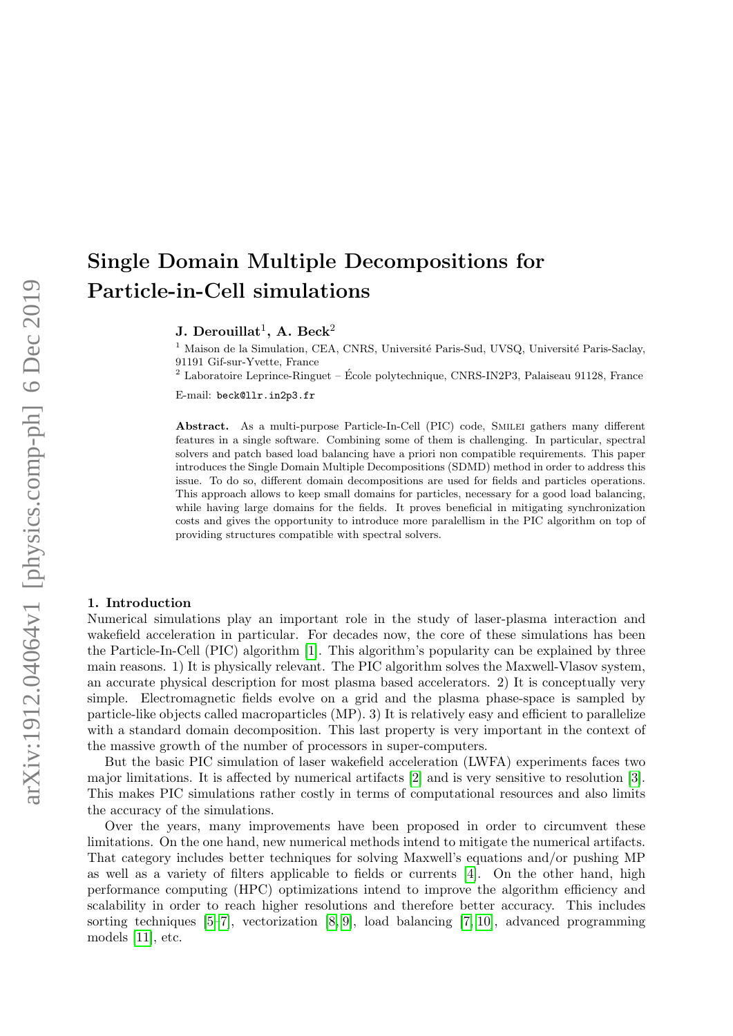# Single Domain Multiple Decompositions for Particle-in-Cell simulations

**J. Derouillat**[1], **A. Beck**[2]

[1] Maison de la Simulation, CEA, CNRS, Université Paris-Sud, UVSQ, Université Paris-Saclay, 91191 Gif-sur-Yvette, France

[2] Laboratoire Leprince-Ringuet – École polytechnique, CNRS-IN2P3, Palaiseau 91128, France

E-mail: beck@llr.in2p3.fr

**Abstract.** As a multi-purpose Particle-In-Cell (PIC) code, Smilei gathers many different features in a single software. Combining some of them is challenging. In particular, spectral solvers and patch based load balancing have a priori non compatible requirements. This paper introduces the Single Domain Multiple Decompositions (SDMD) method in order to address this issue. To do so, different domain decompositions are used for fields and particles operations. This approach allows to keep small domains for particles, necessary for a good load balancing, while having large domains for the fields. It proves beneficial in mitigating synchronization costs and gives the opportunity to introduce more paralellism in the PIC algorithm on top of providing structures compatible with spectral solvers.

## 1. Introduction

Numerical simulations play an important role in the study of laser-plasma interaction and wakefield acceleration in particular. For decades now, the core of these simulations has been the Particle-In-Cell (PIC) algorithm [1]. This algorithm's popularity can be explained by three main reasons. 1) It is physically relevant. The PIC algorithm solves the Maxwell-Vlasov system, an accurate physical description for most plasma based accelerators. 2) It is conceptually very simple. Electromagnetic fields evolve on a grid and the plasma phase-space is sampled by particle-like objects called macroparticles (MP). 3) It is relatively easy and efficient to parallelize with a standard domain decomposition. This last property is very important in the context of the massive growth of the number of processors in super-computers.

But the basic PIC simulation of laser wakefield acceleration (LWFA) experiments faces two major limitations. It is affected by numerical artifacts [2] and is very sensitive to resolution [3]. This makes PIC simulations rather costly in terms of computational resources and also limits the accuracy of the simulations.

Over the years, many improvements have been proposed in order to circumvent these limitations. On the one hand, new numerical methods intend to mitigate the numerical artifacts. That category includes better techniques for solving Maxwell's equations and/or pushing MP as well as a variety of filters applicable to fields or currents [4]. On the other hand, high performance computing (HPC) optimizations intend to improve the algorithm efficiency and scalability in order to reach higher resolutions and therefore better accuracy. This includes sorting techniques [5–7], vectorization [8, 9], load balancing [7, 10], advanced programming models [11], etc.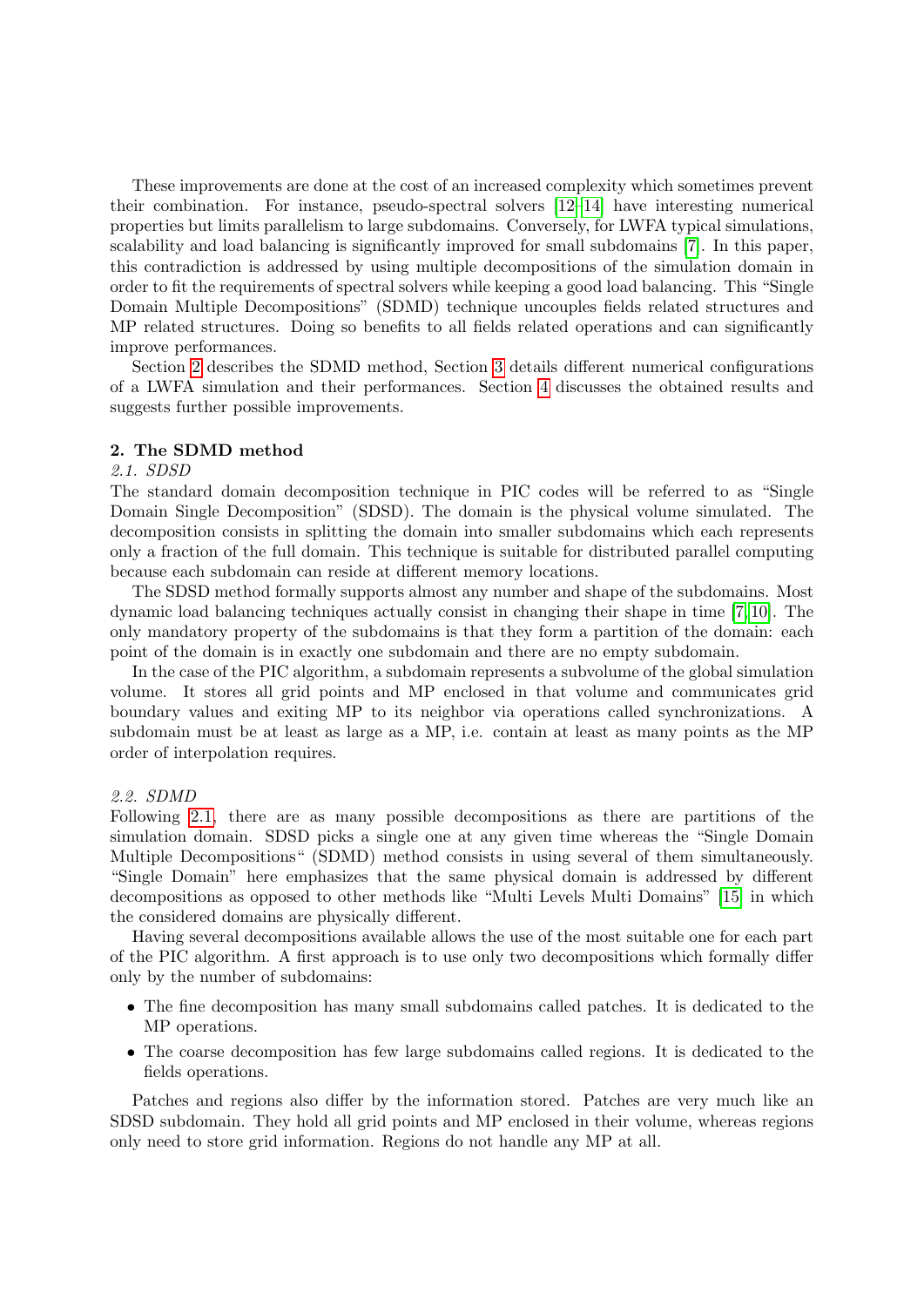These improvements are done at the cost of an increased complexity which sometimes prevent their combination. For instance, pseudo-spectral solvers [12–14] have interesting numerical properties but limits parallelism to large subdomains. Conversely, for LWFA typical simulations, scalability and load balancing is significantly improved for small subdomains [7]. In this paper, this contradiction is addressed by using multiple decompositions of the simulation domain in order to fit the requirements of spectral solvers while keeping a good load balancing. This "Single Domain Multiple Decompositions" (SDMD) technique uncouples fields related structures and MP related structures. Doing so benefits to all fields related operations and can significantly improve performances.

Section 2 describes the SDMD method, Section 3 details different numerical configurations of a LWFA simulation and their performances. Section 4 discusses the obtained results and suggests further possible improvements.

## 2. The SDMD method

### *2.1. SDSD*

The standard domain decomposition technique in PIC codes will be referred to as "Single Domain Single Decomposition" (SDSD). The domain is the physical volume simulated. The decomposition consists in splitting the domain into smaller subdomains which each represents only a fraction of the full domain. This technique is suitable for distributed parallel computing because each subdomain can reside at different memory locations.

The SDSD method formally supports almost any number and shape of the subdomains. Most dynamic load balancing techniques actually consist in changing their shape in time [7, 10]. The only mandatory property of the subdomains is that they form a partition of the domain: each point of the domain is in exactly one subdomain and there are no empty subdomain.

In the case of the PIC algorithm, a subdomain represents a subvolume of the global simulation volume. It stores all grid points and MP enclosed in that volume and communicates grid boundary values and exiting MP to its neighbor via operations called synchronizations. A subdomain must be at least as large as a MP, i.e. contain at least as many points as the MP order of interpolation requires.

### *2.2. SDMD*

Following 2.1, there are as many possible decompositions as there are partitions of the simulation domain. SDSD picks a single one at any given time whereas the "Single Domain Multiple Decompositions" (SDMD) method consists in using several of them simultaneously. "Single Domain" here emphasizes that the same physical domain is addressed by different decompositions as opposed to other methods like "Multi Levels Multi Domains" [15] in which the considered domains are physically different.

Having several decompositions available allows the use of the most suitable one for each part of the PIC algorithm. A first approach is to use only two decompositions which formally differ only by the number of subdomains:

- The fine decomposition has many small subdomains called patches. It is dedicated to the MP operations.
- The coarse decomposition has few large subdomains called regions. It is dedicated to the fields operations.

Patches and regions also differ by the information stored. Patches are very much like an SDSD subdomain. They hold all grid points and MP enclosed in their volume, whereas regions only need to store grid information. Regions do not handle any MP at all.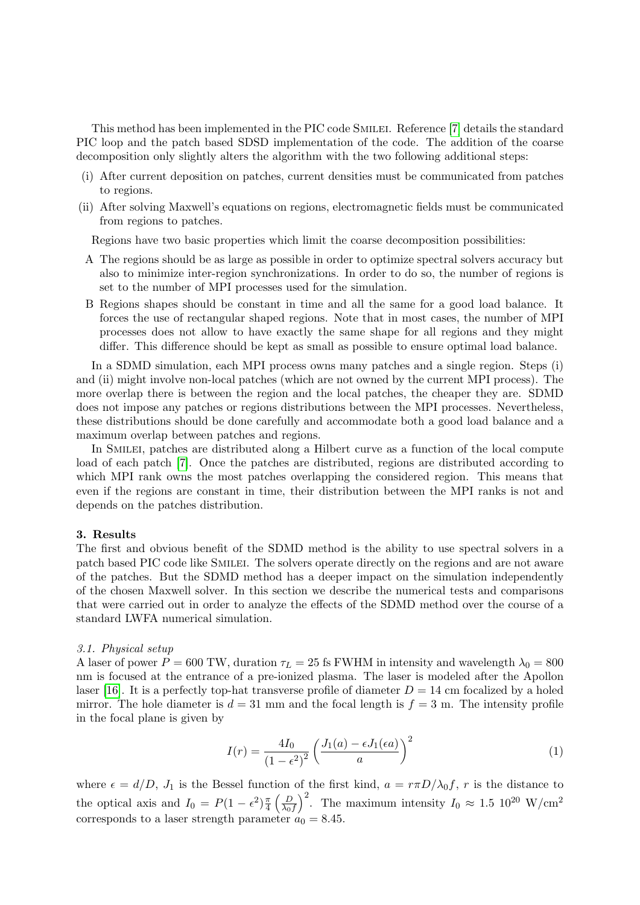This method has been implemented in the PIC code Smilei. Reference [7] details the standard PIC loop and the patch based SDSD implementation of the code. The addition of the coarse decomposition only slightly alters the algorithm with the two following additional steps:

(i) After current deposition on patches, current densities must be communicated from patches to regions.

(ii) After solving Maxwell's equations on regions, electromagnetic fields must be communicated from regions to patches.

Regions have two basic properties which limit the coarse decomposition possibilities:

A The regions should be as large as possible in order to optimize spectral solvers accuracy but also to minimize inter-region synchronizations. In order to do so, the number of regions is set to the number of MPI processes used for the simulation.

B Regions shapes should be constant in time and all the same for a good load balance. It forces the use of rectangular shaped regions. Note that in most cases, the number of MPI processes does not allow to have exactly the same shape for all regions and they might differ. This difference should be kept as small as possible to ensure optimal load balance.

In a SDMD simulation, each MPI process owns many patches and a single region. Steps (i) and (ii) might involve non-local patches (which are not owned by the current MPI process). The more overlap there is between the region and the local patches, the cheaper they are. SDMD does not impose any patches or regions distributions between the MPI processes. Nevertheless, these distributions should be done carefully and accommodate both a good load balance and a maximum overlap between patches and regions.

In Smilei, patches are distributed along a Hilbert curve as a function of the local compute load of each patch [7]. Once the patches are distributed, regions are distributed according to which MPI rank owns the most patches overlapping the considered region. This means that even if the regions are constant in time, their distribution between the MPI ranks is not and depends on the patches distribution.

## 3. Results

The first and obvious benefit of the SDMD method is the ability to use spectral solvers in a patch based PIC code like Smilei. The solvers operate directly on the regions and are not aware of the patches. But the SDMD method has a deeper impact on the simulation independently of the chosen Maxwell solver. In this section we describe the numerical tests and comparisons that were carried out in order to analyze the effects of the SDMD method over the course of a standard LWFA numerical simulation.

### *3.1. Physical setup*

A laser of power $P = 600$ TW, duration $\tau_L = 25$ fs FWHM in intensity and wavelength $\lambda_0 = 800$ nm is focused at the entrance of a pre-ionized plasma. The laser is modeled after the Apollon laser [16]. It is a perfectly top-hat transverse profile of diameter $D = 14$ cm focalized by a holed mirror. The hole diameter is $d = 31$ mm and the focal length is $f = 3$ m. The intensity profile in the focal plane is given by

$$I(r) = \frac{4I_0}{(1-\epsilon^2)^2}\left(\frac{J_1(a) - \epsilon J_1(\epsilon a)}{a}\right)^2 \tag{1}$$

where $\epsilon = d/D$, $J_1$ is the Bessel function of the first kind, $a = r\pi D/\lambda_0 f$, $r$ is the distance to the optical axis and $I_0 = P(1-\epsilon^2)\frac{\pi}{4}\left(\frac{D}{\lambda_0 f}\right)^2$. The maximum intensity $I_0 \approx 1.5\ 10^{20}$ W/cm$^2$ corresponds to a laser strength parameter $a_0 = 8.45$.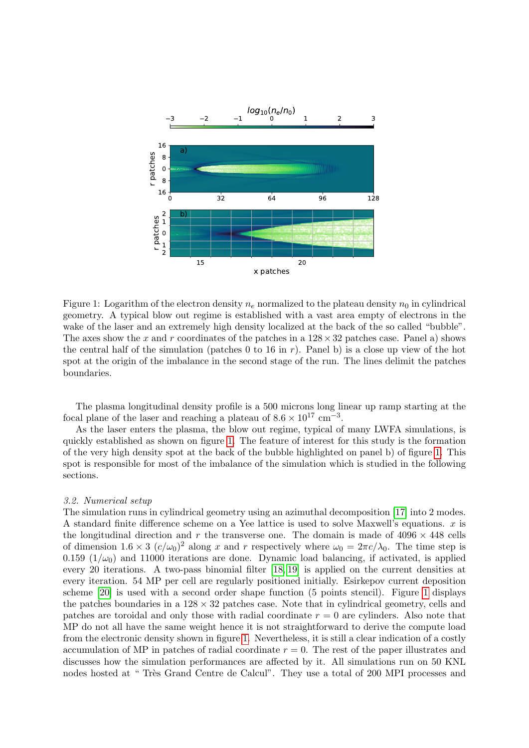Figure 1: Logarithm of the electron density $n_e$ normalized to the plateau density $n_0$ in cylindrical geometry. A typical blow out regime is established with a vast area empty of electrons in the wake of the laser and an extremely high density localized at the back of the so called "bubble". The axes show the $x$ and $r$ coordinates of the patches in a $128 \times 32$ patches case. Panel a) shows the central half of the simulation (patches 0 to 16 in $r$). Panel b) is a close up view of the hot spot at the origin of the imbalance in the second stage of the run. The lines delimit the patches boundaries.

The plasma longitudinal density profile is a 500 microns long linear up ramp starting at the focal plane of the laser and reaching a plateau of $8.6 \times 10^{17}$ cm$^{-3}$.

As the laser enters the plasma, the blow out regime, typical of many LWFA simulations, is quickly established as shown on figure 1. The feature of interest for this study is the formation of the very high density spot at the back of the bubble highlighted on panel b) of figure 1. This spot is responsible for most of the imbalance of the simulation which is studied in the following sections.

### *3.2. Numerical setup*

The simulation runs in cylindrical geometry using an azimuthal decomposition [17] into 2 modes. A standard finite difference scheme on a Yee lattice is used to solve Maxwell's equations. $x$ is the longitudinal direction and $r$ the transverse one. The domain is made of $4096 \times 448$ cells of dimension $1.6 \times 3$ $(c/\omega_0)^2$ along $x$ and $r$ respectively where $\omega_0 = 2\pi c/\lambda_0$. The time step is 0.159 $(1/\omega_0)$ and 11000 iterations are done. Dynamic load balancing, if activated, is applied every 20 iterations. A two-pass binomial filter [18, 19] is applied on the current densities at every iteration. 54 MP per cell are regularly positioned initially. Esirkepov current deposition scheme [20] is used with a second order shape function (5 points stencil). Figure 1 displays the patches boundaries in a $128 \times 32$ patches case. Note that in cylindrical geometry, cells and patches are toroidal and only those with radial coordinate $r = 0$ are cylinders. Also note that MP do not all have the same weight hence it is not straightforward to derive the compute load from the electronic density shown in figure 1. Nevertheless, it is still a clear indication of a costly accumulation of MP in patches of radial coordinate $r = 0$. The rest of the paper illustrates and discusses how the simulation performances are affected by it. All simulations run on 50 KNL nodes hosted at " Très Grand Centre de Calcul". They use a total of 200 MPI processes and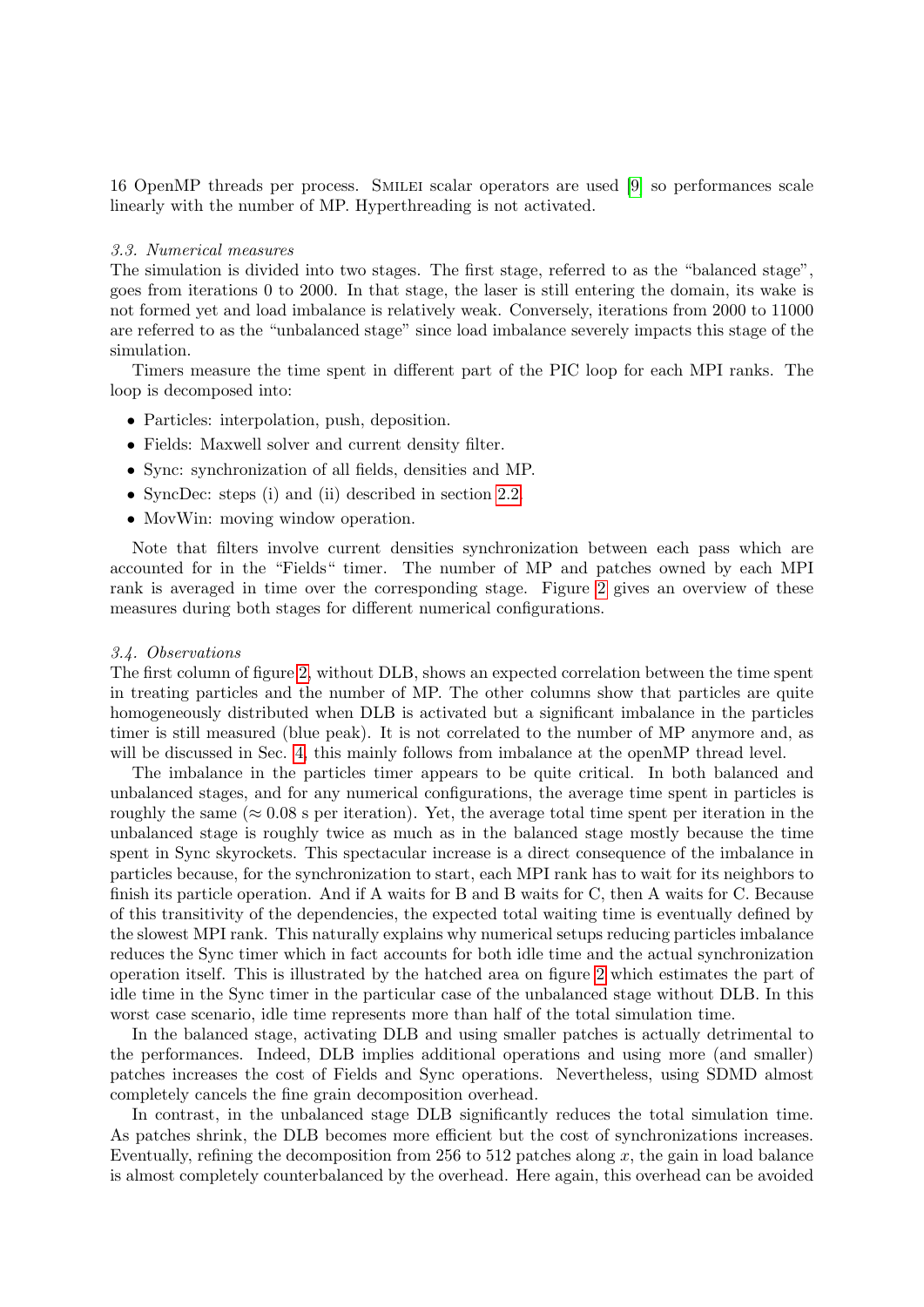16 OpenMP threads per process. Smilei scalar operators are used [9] so performances scale linearly with the number of MP. Hyperthreading is not activated.

### *3.3. Numerical measures*

The simulation is divided into two stages. The first stage, referred to as the "balanced stage", goes from iterations 0 to 2000. In that stage, the laser is still entering the domain, its wake is not formed yet and load imbalance is relatively weak. Conversely, iterations from 2000 to 11000 are referred to as the "unbalanced stage" since load imbalance severely impacts this stage of the simulation.

Timers measure the time spent in different part of the PIC loop for each MPI ranks. The loop is decomposed into:

- Particles: interpolation, push, deposition.
- Fields: Maxwell solver and current density filter.
- Sync: synchronization of all fields, densities and MP.
- SyncDec: steps (i) and (ii) described in section 2.2.
- MovWin: moving window operation.

Note that filters involve current densities synchronization between each pass which are accounted for in the "Fields" timer. The number of MP and patches owned by each MPI rank is averaged in time over the corresponding stage. Figure 2 gives an overview of these measures during both stages for different numerical configurations.

### *3.4. Observations*

The first column of figure 2, without DLB, shows an expected correlation between the time spent in treating particles and the number of MP. The other columns show that particles are quite homogeneously distributed when DLB is activated but a significant imbalance in the particles timer is still measured (blue peak). It is not correlated to the number of MP anymore and, as will be discussed in Sec. 4, this mainly follows from imbalance at the openMP thread level.

The imbalance in the particles timer appears to be quite critical. In both balanced and unbalanced stages, and for any numerical configurations, the average time spent in particles is roughly the same ($\approx 0.08$ s per iteration). Yet, the average total time spent per iteration in the unbalanced stage is roughly twice as much as in the balanced stage mostly because the time spent in Sync skyrockets. This spectacular increase is a direct consequence of the imbalance in particles because, for the synchronization to start, each MPI rank has to wait for its neighbors to finish its particle operation. And if A waits for B and B waits for C, then A waits for C. Because of this transitivity of the dependencies, the expected total waiting time is eventually defined by the slowest MPI rank. This naturally explains why numerical setups reducing particles imbalance reduces the Sync timer which in fact accounts for both idle time and the actual synchronization operation itself. This is illustrated by the hatched area on figure 2 which estimates the part of idle time in the Sync timer in the particular case of the unbalanced stage without DLB. In this worst case scenario, idle time represents more than half of the total simulation time.

In the balanced stage, activating DLB and using smaller patches is actually detrimental to the performances. Indeed, DLB implies additional operations and using more (and smaller) patches increases the cost of Fields and Sync operations. Nevertheless, using SDMD almost completely cancels the fine grain decomposition overhead.

In contrast, in the unbalanced stage DLB significantly reduces the total simulation time. As patches shrink, the DLB becomes more efficient but the cost of synchronizations increases. Eventually, refining the decomposition from 256 to 512 patches along $x$, the gain in load balance is almost completely counterbalanced by the overhead. Here again, this overhead can be avoided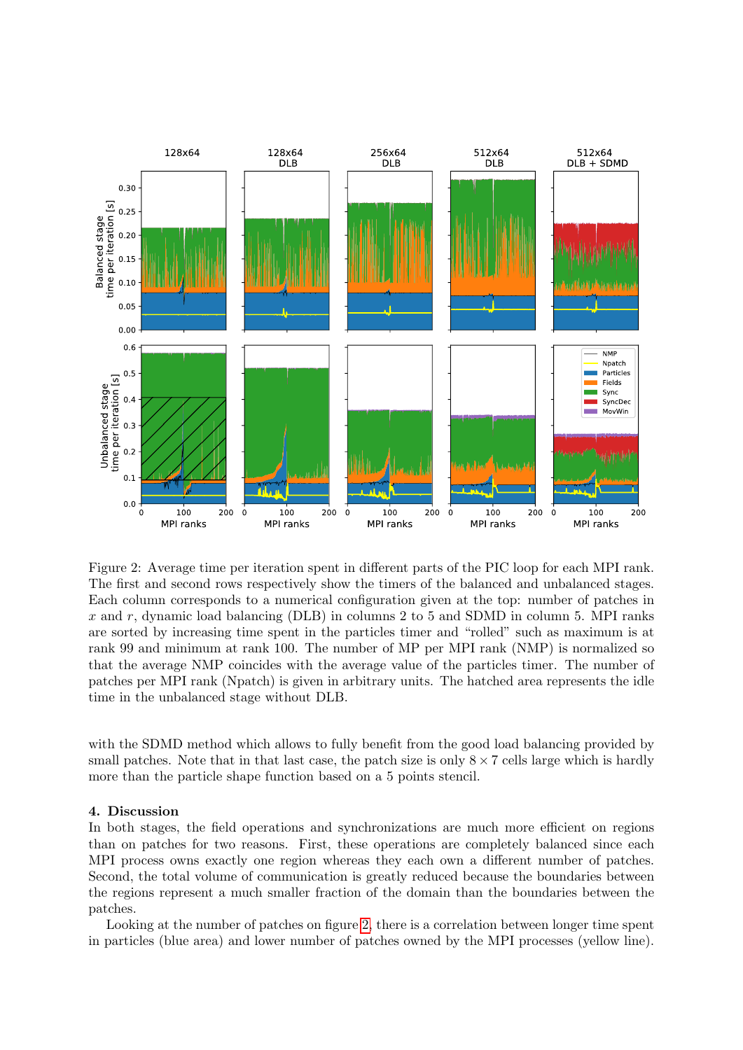Figure 2: Average time per iteration spent in different parts of the PIC loop for each MPI rank. The first and second rows respectively show the timers of the balanced and unbalanced stages. Each column corresponds to a numerical configuration given at the top: number of patches in $x$ and $r$, dynamic load balancing (DLB) in columns 2 to 5 and SDMD in column 5. MPI ranks are sorted by increasing time spent in the particles timer and "rolled" such as maximum is at rank 99 and minimum at rank 100. The number of MP per MPI rank (NMP) is normalized so that the average NMP coincides with the average value of the particles timer. The number of patches per MPI rank (Npatch) is given in arbitrary units. The hatched area represents the idle time in the unbalanced stage without DLB.

with the SDMD method which allows to fully benefit from the good load balancing provided by small patches. Note that in that last case, the patch size is only $8 \times 7$ cells large which is hardly more than the particle shape function based on a 5 points stencil.

## 4. Discussion

In both stages, the field operations and synchronizations are much more efficient on regions than on patches for two reasons. First, these operations are completely balanced since each MPI process owns exactly one region whereas they each own a different number of patches. Second, the total volume of communication is greatly reduced because the boundaries between the regions represent a much smaller fraction of the domain than the boundaries between the patches.

Looking at the number of patches on figure 2, there is a correlation between longer time spent in particles (blue area) and lower number of patches owned by the MPI processes (yellow line).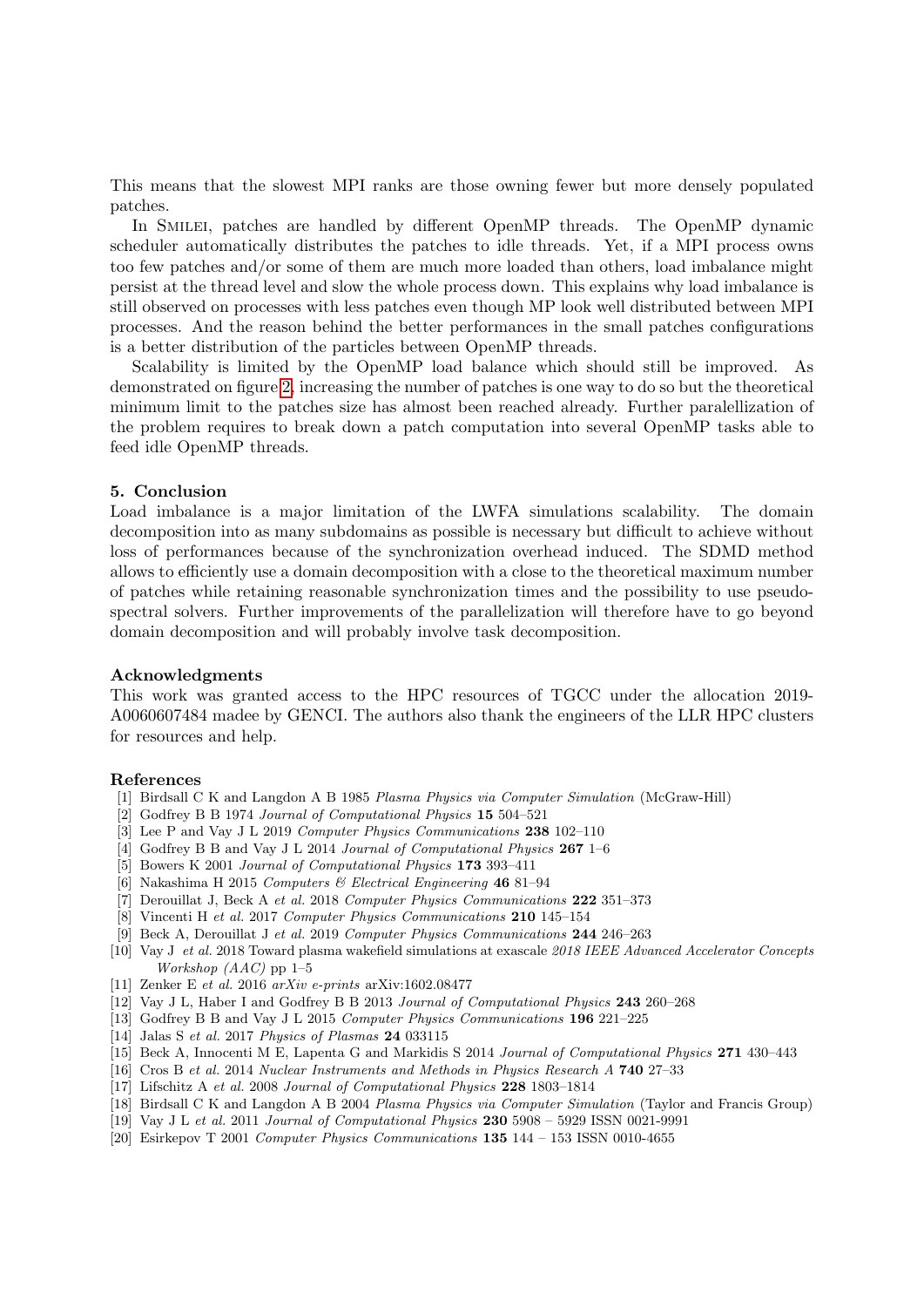This means that the slowest MPI ranks are those owning fewer but more densely populated patches.

In Smilei, patches are handled by different OpenMP threads. The OpenMP dynamic scheduler automatically distributes the patches to idle threads. Yet, if a MPI process owns too few patches and/or some of them are much more loaded than others, load imbalance might persist at the thread level and slow the whole process down. This explains why load imbalance is still observed on processes with less patches even though MP look well distributed between MPI processes. And the reason behind the better performances in the small patches configurations is a better distribution of the particles between OpenMP threads.

Scalability is limited by the OpenMP load balance which should still be improved. As demonstrated on figure 2, increasing the number of patches is one way to do so but the theoretical minimum limit to the patches size has almost been reached already. Further paralellization of the problem requires to break down a patch computation into several OpenMP tasks able to feed idle OpenMP threads.

## 5. Conclusion

Load imbalance is a major limitation of the LWFA simulations scalability. The domain decomposition into as many subdomains as possible is necessary but difficult to achieve without loss of performances because of the synchronization overhead induced. The SDMD method allows to efficiently use a domain decomposition with a close to the theoretical maximum number of patches while retaining reasonable synchronization times and the possibility to use pseudo-spectral solvers. Further improvements of the parallelization will therefore have to go beyond domain decomposition and will probably involve task decomposition.

## Acknowledgments

This work was granted access to the HPC resources of TGCC under the allocation 2019-A0060607484 madee by GENCI. The authors also thank the engineers of the LLR HPC clusters for resources and help.

## References

[1] Birdsall C K and Langdon A B 1985 *Plasma Physics via Computer Simulation* (McGraw-Hill)
[2] Godfrey B B 1974 *Journal of Computational Physics* **15** 504–521
[3] Lee P and Vay J L 2019 *Computer Physics Communications* **238** 102–110
[4] Godfrey B B and Vay J L 2014 *Journal of Computational Physics* **267** 1–6
[5] Bowers K 2001 *Journal of Computational Physics* **173** 393–411
[6] Nakashima H 2015 *Computers & Electrical Engineering* **46** 81–94
[7] Derouillat J, Beck A *et al.* 2018 *Computer Physics Communications* **222** 351–373
[8] Vincenti H *et al.* 2017 *Computer Physics Communications* **210** 145–154
[9] Beck A, Derouillat J *et al.* 2019 *Computer Physics Communications* **244** 246–263
[10] Vay J *et al.* 2018 Toward plasma wakefield simulations at exascale *2018 IEEE Advanced Accelerator Concepts Workshop (AAC)* pp 1–5
[11] Zenker E *et al.* 2016 *arXiv e-prints* arXiv:1602.08477
[12] Vay J L, Haber I and Godfrey B B 2013 *Journal of Computational Physics* **243** 260–268
[13] Godfrey B B and Vay J L 2015 *Computer Physics Communications* **196** 221–225
[14] Jalas S *et al.* 2017 *Physics of Plasmas* **24** 033115
[15] Beck A, Innocenti M E, Lapenta G and Markidis S 2014 *Journal of Computational Physics* **271** 430–443
[16] Cros B *et al.* 2014 *Nuclear Instruments and Methods in Physics Research A* **740** 27–33
[17] Lifschitz A *et al.* 2008 *Journal of Computational Physics* **228** 1803–1814
[18] Birdsall C K and Langdon A B 2004 *Plasma Physics via Computer Simulation* (Taylor and Francis Group)
[19] Vay J L *et al.* 2011 *Journal of Computational Physics* **230** 5908 – 5929 ISSN 0021-9991
[20] Esirkepov T 2001 *Computer Physics Communications* **135** 144 – 153 ISSN 0010-4655